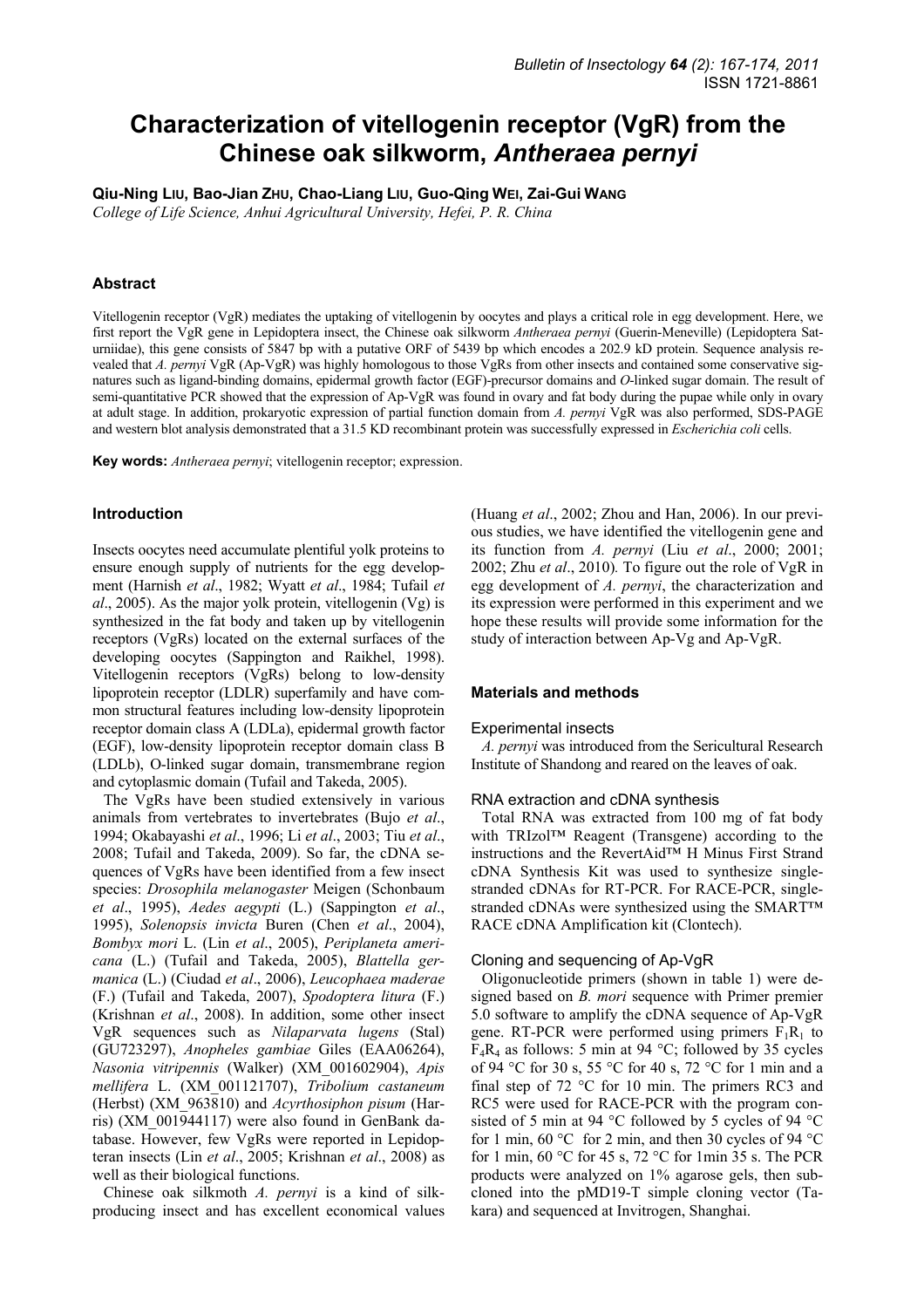# Characterization of vitellogenin receptor (VgR) from the Chinese oak silkworm, *Antheraea pernyi*

**Qiu-Ning Liu, Bao-Jian Zhu, Chao-Liang Liu, Guo-Qing Wei, Zai-Gui Wang**

*College of Life Science, Anhui Agricultural University, Hefei, P. R. China*

### Abstract

Vitellogenin receptor (VgR) mediates the uptaking of vitellogenin by oocytes and plays a critical role in egg development. Here, we first report the VgR gene in Lepidoptera insect, the Chinese oak silkworm *Antheraea pernyi* (Guerin-Meneville) (Lepidoptera Saturniidae), this gene consists of 5847 bp with a putative ORF of 5439 bp which encodes a 202.9 kD protein. Sequence analysis revealed that *A. pernyi* VgR (Ap-VgR) was highly homologous to those VgRs from other insects and contained some conservative signatures such as ligand-binding domains, epidermal growth factor (EGF)-precursor domains and *O*-linked sugar domain. The result of semi-quantitative PCR showed that the expression of Ap-VgR was found in ovary and fat body during the pupae while only in ovary at adult stage. In addition, prokaryotic expression of partial function domain from *A. pernyi* VgR was also performed, SDS-PAGE and western blot analysis demonstrated that a 31.5 KD recombinant protein was successfully expressed in *Escherichia coli* cells.

**Key words:** *Antheraea pernyi*; vitellogenin receptor; expression.

### Introduction

Insects oocytes need accumulate plentiful yolk proteins to ensure enough supply of nutrients for the egg development (Harnish *et al*., 1982; Wyatt *et al*., 1984; Tufail *et al*., 2005). As the major yolk protein, vitellogenin (Vg) is synthesized in the fat body and taken up by vitellogenin receptors (VgRs) located on the external surfaces of the developing oocytes (Sappington and Raikhel, 1998). Vitellogenin receptors (VgRs) belong to low-density lipoprotein receptor (LDLR) superfamily and have common structural features including low-density lipoprotein receptor domain class A (LDLa), epidermal growth factor (EGF), low-density lipoprotein receptor domain class B (LDLb), O-linked sugar domain, transmembrane region and cytoplasmic domain (Tufail and Takeda, 2005).

The VgRs have been studied extensively in various animals from vertebrates to invertebrates (Bujo *et al*., 1994; Okabayashi *et al*., 1996; Li *et al*., 2003; Tiu *et al*., 2008; Tufail and Takeda, 2009). So far, the cDNA sequences of VgRs have been identified from a few insect species: *Drosophila melanogaster* Meigen (Schonbaum *et al*., 1995), *Aedes aegypti* (L.) (Sappington *et al*., 1995), *Solenopsis invicta* Buren (Chen *et al*., 2004), *Bombyx mori* L. (Lin *et al*., 2005), *Periplaneta americana* (L.) (Tufail and Takeda, 2005), *Blattella germanica* (L.) (Ciudad *et al*., 2006), *Leucophaea maderae* (F.) (Tufail and Takeda, 2007), *Spodoptera litura* (F.) (Krishnan *et al*., 2008). In addition, some other insect VgR sequences such as *Nilaparvata lugens* (Stal) (GU723297), *Anopheles gambiae* Giles (EAA06264), *Nasonia vitripennis* (Walker) (XM_001602904), *Apis mellifera* L. (XM_001121707), *Tribolium castaneum* (Herbst) (XM_963810) and *Acyrthosiphon pisum* (Harris) (XM_001944117) were also found in GenBank database. However, few VgRs were reported in Lepidopteran insects (Lin *et al*., 2005; Krishnan *et al*., 2008) as well as their biological functions.

Chinese oak silkmoth *A. pernyi* is a kind of silk-producing insect and has excellent economical values (Huang *et al*., 2002; Zhou and Han, 2006). In our previous studies, we have identified the vitellogenin gene and its function from *A. pernyi* (Liu *et al*., 2000; 2001; 2002; Zhu *et al*., 2010). To figure out the role of VgR in egg development of *A. pernyi*, the characterization and its expression were performed in this experiment and we hope these results will provide some information for the study of interaction between Ap-Vg and Ap-VgR.

### Materials and methods

#### Experimental insects

*A. pernyi* was introduced from the Sericultural Research Institute of Shandong and reared on the leaves of oak.

#### RNA extraction and cDNA synthesis

Total RNA was extracted from 100 mg of fat body with TRIzol™ Reagent (Transgene) according to the instructions and the RevertAid™ H Minus First Strand cDNA Synthesis Kit was used to synthesize single-stranded cDNAs for RT-PCR. For RACE-PCR, single-stranded cDNAs were synthesized using the SMART™ RACE cDNA Amplification kit (Clontech).

#### Cloning and sequencing of Ap-VgR

Oligonucleotide primers (shown in table 1) were designed based on *B. mori* sequence with Primer premier 5.0 software to amplify the cDNA sequence of Ap-VgR gene. RT-PCR were performed using primers $F_1R_1$ to $F_4R_4$ as follows: 5 min at 94 °C; followed by 35 cycles of 94 °C for 30 s, 55 °C for 40 s, 72 °C for 1 min and a final step of 72 °C for 10 min. The primers RC3 and RC5 were used for RACE-PCR with the program consisted of 5 min at 94 °C followed by 5 cycles of 94 °C for 1 min, 60 °C for 2 min, and then 30 cycles of 94 °C for 1 min, 60 °C for 45 s, 72 °C for 1min 35 s. The PCR products were analyzed on 1% agarose gels, then subcloned into the pMD19-T simple cloning vector (Takara) and sequenced at Invitrogen, Shanghai.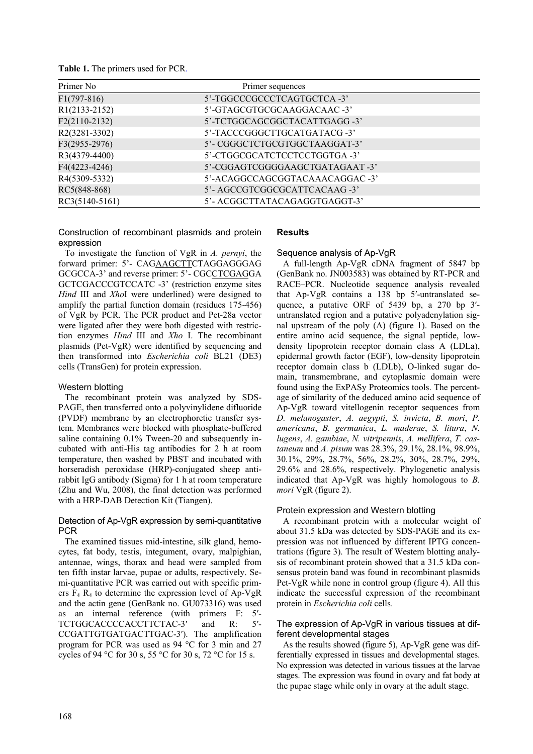**Table 1.** The primers used for PCR.

| Primer No | Primer sequences |
|---|---|
| F1(797-816) | 5'-TGGCCCGCCCTCAGTGCTCA -3' |
| R1(2133-2152) | 5'-GTAGCGTGCGCAAGGACAAC -3' |
| F2(2110-2132) | 5'-TCTGGCAGCGGCTACATTGAGG -3' |
| R2(3281-3302) | 5'-TACCCGGGCTTGCATGATACG -3' |
| F3(2955-2976) | 5'- CGGGCTCTGCGTGGCTAAGGAT-3' |
| R3(4379-4400) | 5'-CTGGCGCATCTCCTCCTGGTGA -3' |
| F4(4223-4246) | 5'-CGGAGTCGGGGAAGCTGATAGAAT -3' |
| R4(5309-5332) | 5'-ACAGGCCAGCGGTACAAACAGGAC -3' |
| RC5(848-868) | 5'- AGCCGTCGGCGCATTCACAAG -3' |
| RC3(5140-5161) | 5'- ACGGCTTATACAGAGGTGAGGT-3' |

### Construction of recombinant plasmids and protein expression

To investigate the function of VgR in *A. pernyi*, the forward primer: 5'- CAGAAGCTTCTAGGAGGGAG GCGCCA-3' and reverse primer: 5'- CGCCTCGAGGA GCTCGACCCGTCCATC -3' (restriction enzyme sites *Hind* III and *Xho*I were underlined) were designed to amplify the partial function domain (residues 175-456) of VgR by PCR. The PCR product and Pet-28a vector were ligated after they were both digested with restriction enzymes *Hind* III and *Xho* I. The recombinant plasmids (Pet-VgR) were identified by sequencing and then transformed into *Escherichia coli* BL21 (DE3) cells (TransGen) for protein expression.

### Western blotting

The recombinant protein was analyzed by SDS-PAGE, then transferred onto a polyvinylidene difluoride (PVDF) membrane by an electrophoretic transfer system. Membranes were blocked with phosphate-buffered saline containing 0.1% Tween-20 and subsequently incubated with anti-His tag antibodies for 2 h at room temperature, then washed by PBST and incubated with horseradish peroxidase (HRP)-conjugated sheep anti-rabbit IgG antibody (Sigma) for 1 h at room temperature (Zhu and Wu, 2008), the final detection was performed with a HRP-DAB Detection Kit (Tiangen).

### Detection of Ap-VgR expression by semi-quantitative PCR

The examined tissues mid-intestine, silk gland, hemocytes, fat body, testis, integument, ovary, malpighian, antennae, wings, thorax and head were sampled from ten fifth instar larvae, pupae or adults, respectively. Semi-quantitative PCR was carried out with specific primers $F_4$ $R_4$ to determine the expression level of Ap-VgR and the actin gene (GenBank no. GU073316) was used as an internal reference (with primers F: 5′-TCTGGCACCCCACCTTCTAC-3′ and R: 5′-CCGATTGTGATGACTTGAC-3′). The amplification program for PCR was used as 94 °C for 3 min and 27 cycles of 94 °C for 30 s, 55 °C for 30 s, 72 °C for 15 s.

## Results

### Sequence analysis of Ap-VgR

A full-length Ap-VgR cDNA fragment of 5847 bp (GenBank no. JN003583) was obtained by RT-PCR and RACE–PCR. Nucleotide sequence analysis revealed that Ap-VgR contains a 138 bp 5′-untranslated sequence, a putative ORF of 5439 bp, a 270 bp 3′-untranslated region and a putative polyadenylation signal upstream of the poly (A) (figure 1). Based on the entire amino acid sequence, the signal peptide, low-density lipoprotein receptor domain class A (LDLa), epidermal growth factor (EGF), low-density lipoprotein receptor domain class b (LDLb), O-linked sugar domain, transmembrane, and cytoplasmic domain were found using the ExPASy Proteomics tools. The percentage of similarity of the deduced amino acid sequence of Ap-VgR toward vitellogenin receptor sequences from *D. melanogaster*, *A. aegypti*, *S. invicta*, *B. mori*, *P. americana*, *B. germanica*, *L. maderae*, *S. litura*, *N. lugens*, *A. gambiae*, *N. vitripennis*, *A. mellifera*, *T. castaneum* and *A. pisum* was 28.3%, 29.1%, 28.1%, 98.9%, 30.1%, 29%, 28.7%, 56%, 28.2%, 30%, 28.7%, 29%, 29.6% and 28.6%, respectively. Phylogenetic analysis indicated that Ap-VgR was highly homologous to *B. mori* VgR (figure 2).

### Protein expression and Western blotting

A recombinant protein with a molecular weight of about 31.5 kDa was detected by SDS-PAGE and its expression was not influenced by different IPTG concentrations (figure 3). The result of Western blotting analysis of recombinant protein showed that a 31.5 kDa consensus protein band was found in recombinant plasmids Pet-VgR while none in control group (figure 4). All this indicate the successful expression of the recombinant protein in *Escherichia coli* cells.

### The expression of Ap-VgR in various tissues at different developmental stages

As the results showed (figure 5), Ap-VgR gene was differentially expressed in tissues and developmental stages. No expression was detected in various tissues at the larvae stages. The expression was found in ovary and fat body at the pupae stage while only in ovary at the adult stage.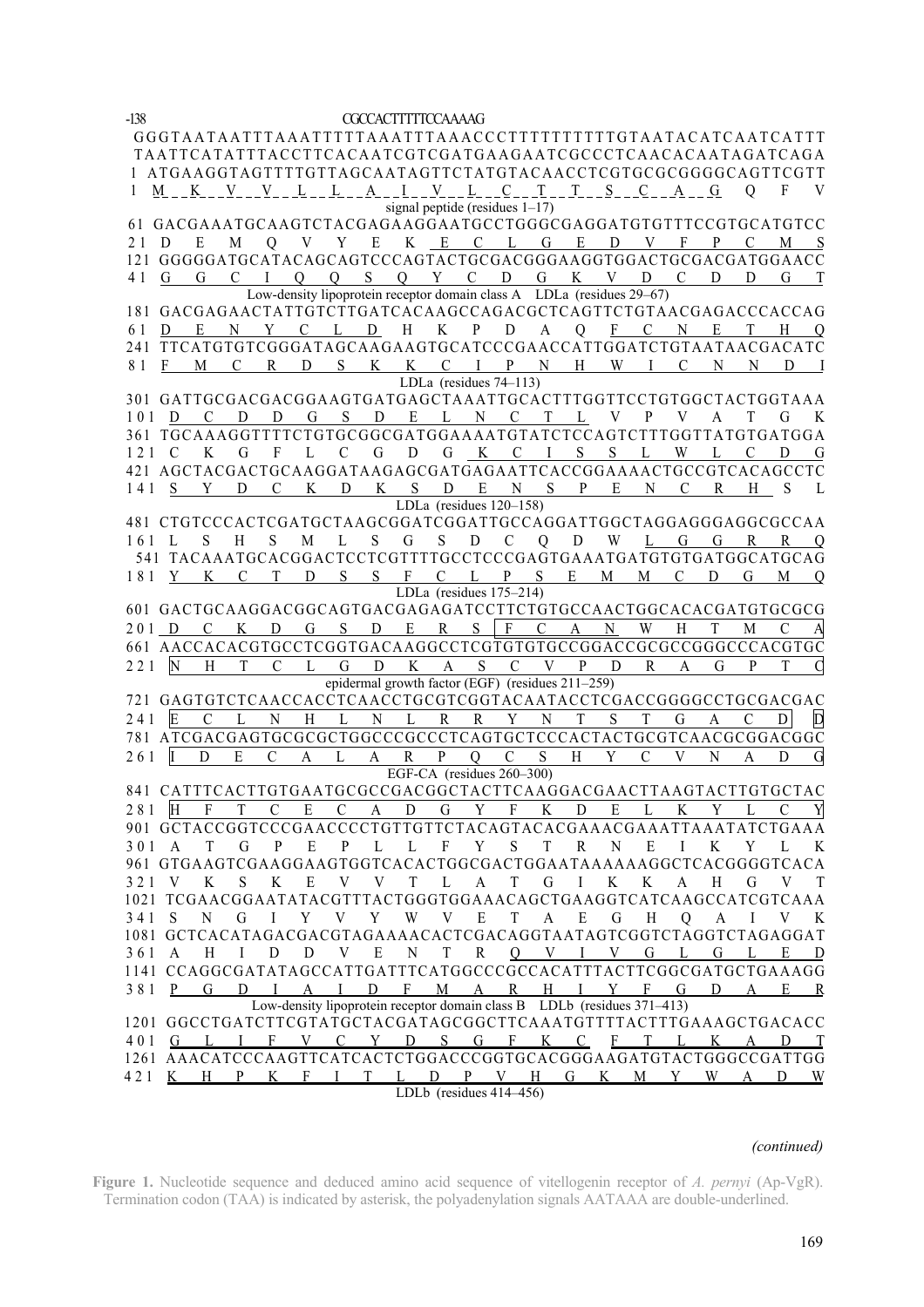```
-138                          CGCCACTTTTTCCAAAAG
      GGGTAATAATTTAAATTTTTAAATTTAAACCCTTTTTTTTTTGTAATACATCAATCATTT
      TAATTCATATTTACCTTCACAATCGTCGATGAAGAATCGCCCTCAACACAATAGATCAGA
1     ATGAAGGTAGTTTTGTTAGCAATAGTTCTATGTACAACCTCGTGCGCGGGGCAGTTCGTT
1     M  K  V  V  L  L  A  I  V  L  C  T  T  S  C  A  G  Q  F  V
                         signal peptide (residues 1–17)
61    GACGAAATGCAAGTCTACGAGAAGGAATGCCTGGGCGAGGATGTGTTTCCGTGCATGTCC
21    D  E  M  Q  V  Y  E  K  E  C  L  G  E  D  V  F  P  C  M  S
121   GGGGGATGCATACAGCAGTCCCAGTACTGCGACGGGAAGGTGGACTGCGACGATGGAACC
41    G  G  C  I  Q  Q  S  Q  Y  C  D  G  K  V  D  C  D  D  G  T
          Low-density lipoprotein receptor domain class A   LDLa (residues 29–67)
181   GACGAGAACTATTGTCTTGATCACAAGCCAGACGCTCAGTTCTGTAACGAGACCCACCAG
61    D  E  N  Y  C  L  D  H  K  P  D  A  Q  F  C  N  E  T  H  Q
241   TTCATGTGTCGGGATAGCAAGAAGTGCATCCCGAACCATTGGATCTGTAATAACGACATC
81    F  M  C  R  D  S  K  K  C  I  P  N  H  W  I  C  N  N  D  I
                          LDLa (residues 74–113)
301   GATTGCGACGACGGAAGTGATGAGCTAAATTGCACTTTGGTTCCTGTGGCTACTGGTAAA
101   D  C  D  D  G  S  D  E  L  N  C  T  L  V  P  V  A  T  G  K
361   TGCAAAGGTTTTCTGTGCGGCGATGGAAAATGTATCTCCAGTCTTTGGTTATGTGATGGA
121   C  K  G  F  L  C  G  D  G  K  C  I  S  S  L  W  L  C  D  G
421   AGCTACGACTGCAAGGATAAGAGCGATGAGAATTCACCGGAAAACTGCCGTCACAGCCTC
141   S  Y  D  C  K  D  K  S  D  E  N  S  P  E  N  C  R  H  S  L
                          LDLa (residues 120–158)
481   CTGTCCCACTCGATGCTAAGCGGATCGGATTGCCAGGATTGGCTAGGAGGGAGGCGCCAA
161   L  S  H  S  M  L  S  G  S  D  C  Q  D  W  L  G  G  R  R  Q
541   TACAAATGCACGGACTCCTCGTTTTGCCTCCCGAGTGAAATGATGTGTGATGGCATGCAG
181   Y  K  C  T  D  S  S  F  C  L  P  S  E  M  M  C  D  G  M  Q
                          LDLa (residues 175–214)
601   GACTGCAAGGACGGCAGTGACGAGAGATCCTTCTGTGCCAACTGGCACACGATGTGCGCG
201   D  C  K  D  G  S  D  E  R  S  F  C  A  N  W  H  T  M  C  A
661   AACCACACGTGCCTCGGTGACAAGGCCTCGTGTGTGCCGGACCGCGCCGGGCCCACGTGC
221   N  H  T  C  L  G  D  K  A  S  C  V  P  D  R  A  G  P  T  C
                 epidermal growth factor (EGF) (residues 211–259)
721   GAGTGTCTCAACCACCTCAACCTGCGTCGGTACAATACCTCGACCGGGGCCTGCGACGAC
241   E  C  L  N  H  L  N  L  R  R  Y  N  T  S  T  G  A  C  D  D
781   ATCGACGAGTGCGCGCTGGCCCGCCCTCAGTGCTCCCACTACTGCGTCAACGCGGACGGC
261   I  D  E  C  A  L  A  R  P  Q  C  S  H  Y  C  V  N  A  D  G
                          EGF-CA (residues 260–300)
841   CATTTCACTTGTGAATGCGCCGACGGCTACTTCAAGGACGAACTTAAGTACTTGTGCTAC
281   H  F  T  C  E  C  A  D  G  Y  F  K  D  E  L  K  Y  L  C  Y
901   GCTACCGGTCCCGAACCCCTGTTGTTCTACAGTACACGAAACGAAATTAAATATCTGAAA
301   A  T  G  P  E  P  L  L  F  Y  S  T  R  N  E  I  K  Y  L  K
961   GTGAAGTCGAAGGAAGTGGTCACACTGGCGACTGGAATAAAAAAGGCTCACGGGGTCACA
321   V  K  S  K  E  V  V  T  L  A  T  G  I  K  K  A  H  G  V  T
1021  TCGAACGGAATATACGTTTACTGGGTGGAAACAGCTGAAGGTCATCAAGCCATCGTCAAA
341   S  N  G  I  Y  V  Y  W  V  E  T  A  E  G  H  Q  A  I  V  K
1081  GCTCACATAGACGACGTAGAAAACACTCGACAGGTAATAGTCGGTCTAGGTCTAGAGGAT
361   A  H  I  D  D  V  E  N  T  R  Q  V  I  V  G  L  G  L  E  D
1141  CCAGGCGATATAGCCATTGATTTCATGGCCCGCCACATTTACTTCGGCGATGCTGAAAGG
381   P  G  D  I  A  I  D  F  M  A  R  H  I  Y  F  G  D  A  E  R
          Low-density lipoprotein receptor domain class B   LDLb (residues 371–413)
1201  GGCCTGATCTTCGTATGCTACGATAGCGGCTTCAAATGTTTTACTTTGAAAGCTGACACC
401   G  L  I  F  V  C  Y  D  S  G  F  K  C  F  T  L  K  A  D  T
1261  AAACATCCCAAGTTCATCACTCTGGACCCGGTGCACGGGAAGATGTACTGGGCCGATTGG
421   K  H  P  K  F  I  T  L  D  P  V  H  G  K  M  Y  W  A  D  W
                          LDLb (residues 414–456)
```

*(continued)*

**Figure 1.** Nucleotide sequence and deduced amino acid sequence of vitellogenin receptor of *A. pernyi* (Ap-VgR). Termination codon (TAA) is indicated by asterisk, the polyadenylation signals AATAAA are double-underlined.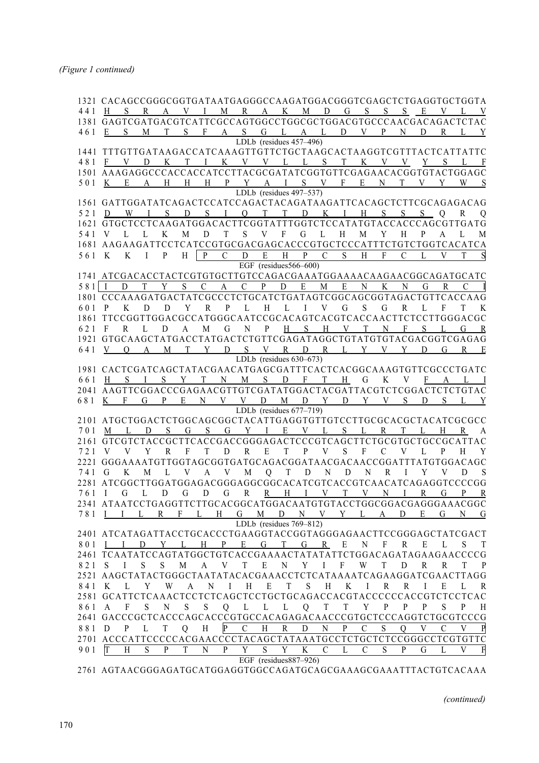*(Figure 1 continued)*

```
1321 CACAGCCGGGCGGTGATAATGAGGGCCAAGATGGACGGGTCGAGCTCTGAGGTGCTGGTA
 441  H  S  R  A  V  I  M  R  A  K  M  D  G  S  S  S  E  V  L  V
1381 GAGTCGATGACGTCATTCGCCAGTGGCCTGGCGCTGGACGTGCCCAACGACAGACTCTAC
 461  E  S  M  T  S  F  A  S  G  L  A  L  D  V  P  N  D  R  L  Y
                         LDLb (residues 457–496)
1441 TTTGTTGATAAGACCATCAAAGTTGTTCTGCTAAGCACTAAGGTCGTTTACTCATTATTC
 481  F  V  D  K  T  I  K  V  V  L  L  S  T  K  V  V  Y  S  L  F
1501 AAAGAGGCCCACCACCATCCTTACGCGATATCGGTGTTCGAGAACACGGTGTACTGGAGC
 501  K  E  A  H  H  H  P  Y  A  I  S  V  F  E  N  T  V  Y  W  S
                         LDLb (residues 497–537)
1561 GATTGGATATCAGACTCCATCCAGACTACAGATAAGATTCACAGCTCTTCGCAGAGACAG
 521  D  W  I  S  D  S  I  Q  T  T  D  K  I  H  S  S  S  Q  R  Q
1621 GTGCTCCTCAAGATGGACACTTCGGTATTTGGTCTCCATATGTACCACCCAGCGTTGATG
 541  V  L  L  K  M  D  T  S  V  F  G  L  H  M  Y  H  P  A  L  M
1681 AAGAAGATTCCTCATCCGTGCGACGAGCACCCGTGCTCCCATTTCTGTCTGGTCACATCA
 561  K  K  I  P  H  P  C  D  E  H  P  C  S  H  F  C  L  V  T  S
                         EGF (residues566–600)
1741 ATCGACACCTACTCGTGTGCTTGTCCAGACGAAATGGAAAACAAGAACGGCAGATGCATC
 581  I  D  T  Y  S  C  A  C  P  D  E  M  E  N  K  N  G  R  C  I
1801 CCCAAAGATGACTATCGCCCTCTGCATCTGATAGTCGGCAGCGGTAGACTGTTCACCAAG
 601  P  K  D  D  Y  R  P  L  H  L  I  V  G  S  G  R  L  F  T  K
1861 TTCCGGTTGGACGCCATGGGCAATCCGCACAGTCACGTCACCAACTTCTCCTTGGGACGC
 621  F  R  L  D  A  M  G  N  P  H  S  H  V  T  N  F  S  L  G  R
1921 GTGCAAGCTATGACCTATGACTCTGTTCGAGATAGGCTGTATGTGTACGACGGTCGAGAG
 641  V  Q  A  M  T  Y  D  S  V  R  D  R  L  Y  V  Y  D  G  R  E
                         LDLb (residues 630–673)
1981 CACTCGATCAGCTATACGAACATGAGCGATTTCACTCACGGCAAAGTGTTCGCCCTGATC
 661  H  S  I  S  Y  T  N  M  S  D  F  T  H  G  K  V  F  A  L  I
2041 AAGTTCGGACCCGAGAACGTTGTCGATATGGACTACGATTACGTCTCGGACTCTCTGTAC
 681  K  F  G  P  E  N  V  V  D  M  D  Y  D  Y  V  S  D  S  L  Y
                         LDLb (residues 677–719)
2101 ATGCTGGACTCTGGCAGCGGCTACATTGAGGTGTTGTCCTTGCGCACGCTACATCGCGCC
 701  M  L  D  S  G  S  G  Y  I  E  V  L  S  L  R  T  L  H  R  A
2161 GTCGTCTACCGCTTCACCGACCGGGAGACTCCCGTCAGCTTCTGCGTGCTGCCGCATTAC
 721  V  V  Y  R  F  T  D  R  E  T  P  V  S  F  C  V  L  P  H  Y
2221 GGGAAAATGTTGGTAGCGGTGATGCAGACGGATAACGACAACCGGATTTATGTGGACAGC
 741  G  K  M  L  V  A  V  M  Q  T  D  N  D  N  R  I  Y  V  D  S
2281 ATCGGCTTGGATGGAGACGGGAGGCGGCACATCGTCACCGTCAACATCAGAGGTCCCCGG
 761  I  G  L  D  G  D  G  R  R  H  I  V  T  V  N  I  R  G  P  R
2341 ATAATCCTGAGGTTCTTGCACGGCATGGACAATGTGTACCTGGCGGACGAGGGAAACGGC
 781  I  I  L  R  F  L  H  G  M  D  N  V  Y  L  A  D  E  G  N  G
                         LDLb (residues 769–812)
2401 ATCATAGATTACCTGCACCCTGAAGGTACCGGTAGGGAGAACTTCCGGGAGCTATCGACT
 801  I  I  D  Y  L  H  P  E  G  T  G  R  E  N  F  R  E  L  S  T
2461 TCAATATCCAGTATGGCTGTCACCGAAAACTATATATTCTGGACAGATAGAAGAACCCCG
 821  S  I  S  S  M  A  V  T  E  N  Y  I  F  W  T  D  R  R  T  P
2521 AAGCTATACTGGGCTAATATACACGAAACCTCTCATAAAATCAGAAGGATCGAACTTAGG
 841  K  L  Y  W  A  N  I  H  E  T  S  H  K  I  R  R  I  E  L  R
2581 GCATTCTCAAACTCCTCTCAGCTCCTGCTGCAGACCACGTACCCCCCACCGTCTCCTCAC
 861  A  F  S  N  S  S  Q  L  L  L  Q  T  T  Y  P  P  P  S  P  H
2641 GACCCGCTCACCCAGCACCCGTGCCACAGAGACAACCCGTGCTCCCAGGTCTGCGTCCCG
 881  D  P  L  T  Q  H  P  C  H  R  D  N  P  C  S  Q  V  C  V  P
2701 ACCCATTCCCCCACGAACCCCTACAGCTATAAATGCCTCTGCTCTCCGGGCCTCGTGTTC
 901  T  H  S  P  T  N  P  Y  S  Y  K  C  L  C  S  P  G  L  V  F
                         EGF (residues887–926)
2761 AGTAACGGGAGATGCATGGAGGTGGCCAGATGCAGCGAAAGCGAAATTTACTGTCACAAA
```

*(continued)*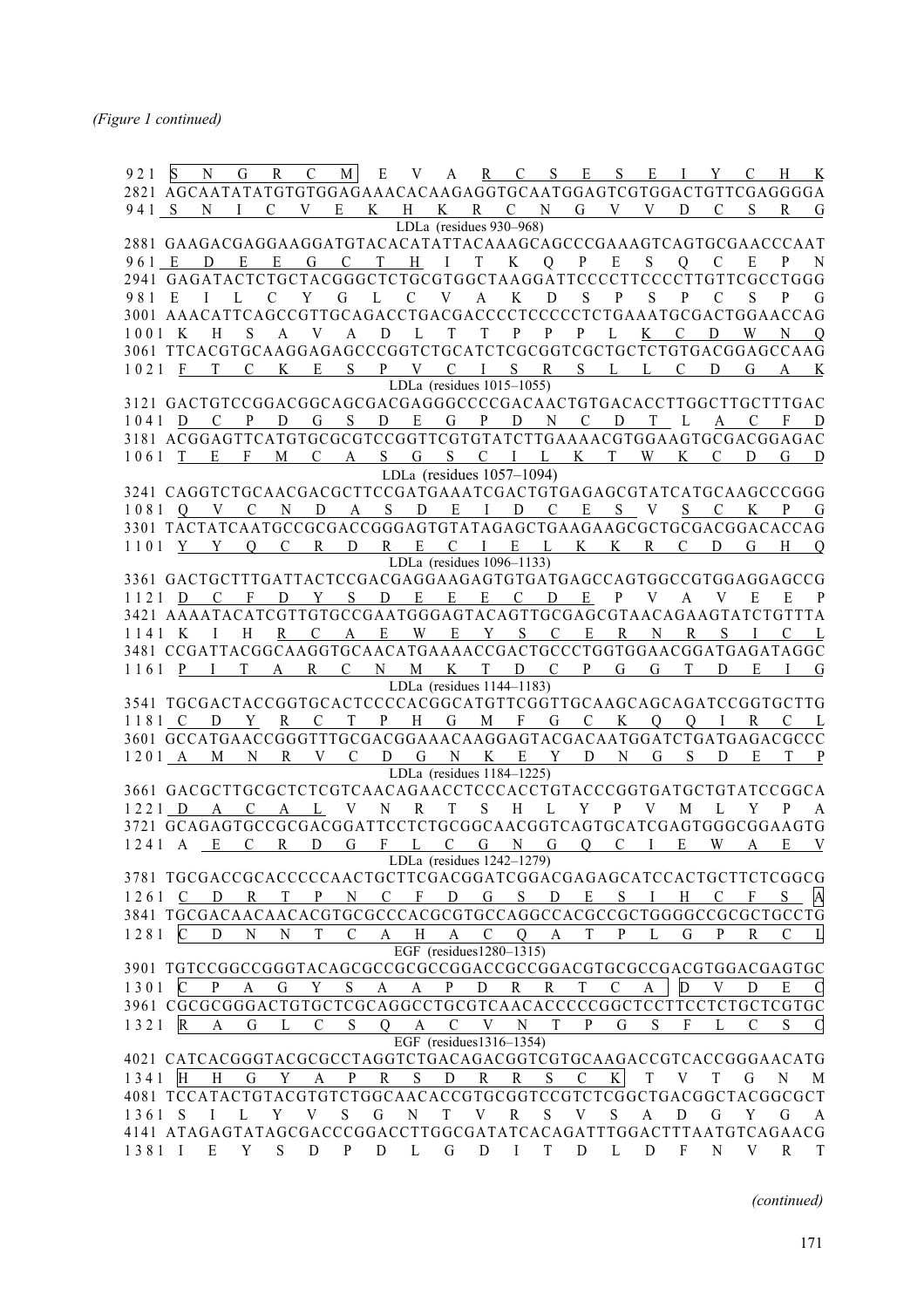*(Figure 1 continued)*

```
 921 S  N  G  R  C  M  E  V  A  R  C  S  E  S  E  I  Y  C  H  K
2821 AGCAATATATGTGTGGAGAAACACAAGAGGTGCAATGGAGTCGTGGACTGTTCGAGGGGA
 941 S  N  I  C  V  E  K  H  K  R  C  N  G  V  V  D  C  S  R  G
                         LDLa (residues 930–968)
2881 GAAGACGAGGAAGGATGTACACATATTACAAAGCAGCCCGAAAGTCAGTGCGAACCCAAT
 961 E  D  E  E  G  C  T  H  I  T  K  Q  P  E  S  Q  C  E  P  N
2941 GAGATACTCTGCTACGGGCTCTGCGTGGCTAAGGATTCCCCTTCCCCTTGTTCGCCTGGG
 981 E  I  L  C  Y  G  L  C  V  A  K  D  S  P  S  P  C  S  P  G
3001 AAACATTCAGCCGTTGCAGACCTGACGACCCCTCCCCCTCTGAAATGCGACTGGAACCAG
1001 K  H  S  A  V  A  D  L  T  T  P  P  P  L  K  C  D  W  N  Q
3061 TTCACGTGCAAGGAGAGCCCGGTCTGCATCTCGCGGTCGCTGCTCTGTGACGGAGCCAAG
1021 F  T  C  K  E  S  P  V  C  I  S  R  S  L  L  C  D  G  A  K
                         LDLa (residues 1015–1055)
3121 GACTGTCCGGACGGCAGCGACGAGGGCCCCGACAACTGTGACACCTTGGCTTGCTTTGAC
1041 D  C  P  D  G  S  D  E  G  P  D  N  C  D  T  L  A  C  F  D
3181 ACGGAGTTCATGTGCGCGTCCGGTTCGTGTATCTTGAAAACGTGGAAGTGCGACGGAGAC
1061 T  E  F  M  C  A  S  G  S  C  I  L  K  T  W  K  C  D  G  D
                         LDLa (residues 1057–1094)
3241 CAGGTCTGCAACGACGCTTCCGATGAAATCGACTGTGAGAGCGTATCATGCAAGCCCGGG
1081 Q  V  C  N  D  A  S  D  E  I  D  C  E  S  V  S  C  K  P  G
3301 TACTATCAATGCCGCGACCGGGAGTGTATAGAGCTGAAGAAGCGCTGCGACGGACACCAG
1101 Y  Y  Q  C  R  D  R  E  C  I  E  L  K  K  R  C  D  G  H  Q
                         LDLa (residues 1096–1133)
3361 GACTGCTTTGATTACTCCGACGAGGAAGAGTGTGATGAGCCAGTGGCCGTGGAGGAGCCG
1121 D  C  F  D  Y  S  D  E  E  E  C  D  E  P  V  A  V  E  E  P
3421 AAAATACATCGTTGTGCCGAATGGGAGTACAGTTGCGAGCGTAACAGAAGTATCTGTTTA
1141 K  I  H  R  C  A  E  W  E  Y  S  C  E  R  N  R  S  I  C  L
3481 CCGATTACGGCAAGGTGCAACATGAAAACCGACTGCCCTGGTGGAACGGATGAGATAGGC
1161 P  I  T  A  R  C  N  M  K  T  D  C  P  G  G  T  D  E  I  G
                         LDLa (residues 1144–1183)
3541 TGCGACTACCGGTGCACTCCCCACGGCATGTTCGGTTGCAAGCAGCAGATCCGGTGCTTG
1181 C  D  Y  R  C  T  P  H  G  M  F  G  C  K  Q  Q  I  R  C  L
3601 GCCATGAACCGGGTTTGCGACGGAAACAAGGAGTACGACAATGGATCTGATGAGACGCCC
1201 A  M  N  R  V  C  D  G  N  K  E  Y  D  N  G  S  D  E  T  P
                         LDLa (residues 1184–1225)
3661 GACGCTTGCGCTCTCGTCAACAGAACCTCCCACCTGTACCCGGTGATGCTGTATCCGGCA
1221 D  A  C  A  L  V  N  R  T  S  H  L  Y  P  V  M  L  Y  P  A
3721 GCAGAGTGCCGCGACGGATTCCTCTGCGGCAACGGTCAGTGCATCGAGTGGGCGGAAGTG
1241 A  E  C  R  D  G  F  L  C  G  N  G  Q  C  I  E  W  A  E  V
                         LDLa (residues 1242–1279)
3781 TGCGACCGCACCCCCAACTGCTTCGACGGATCGGACGAGAGCATCCACTGCTTCTCGGCG
1261 C  D  R  T  P  N  C  F  D  G  S  D  E  S  I  H  C  F  S  A
3841 TGCGACAACAACACGTGCGCCCACGCGTGCCAGGCCACGCCGCTGGGGCCGCGCTGCCTG
1281 C  D  N  N  T  C  A  H  A  C  Q  A  T  P  L  G  P  R  C  L
                         EGF (residues1280–1315)
3901 TGTCCGGCCGGGTACAGCGCCGCGCCGGACCGCCGGACGTGCGCCGACGTGGACGAGTGC
1301 C  P  A  G  Y  S  A  A  P  D  R  R  T  C  A  D  V  D  E  C
3961 CGCGCGGGACTGTGCTCGCAGGCCTGCGTCAACACCCCCGGCTCCTTCCTCTGCTCGTGC
1321 R  A  G  L  C  S  Q  A  C  V  N  T  P  G  S  F  L  C  S  C
                         EGF (residues1316–1354)
4021 CATCACGGGTACGCGCCTAGGTCTGACAGACGGTCGTGCAAGACCGTCACCGGGAACATG
1341 H  H  G  Y  A  P  R  S  D  R  R  S  C  K  T  V  T  G  N  M
4081 TCCATACTGTACGTGTCTGGCAACACCGTGCGGTCCGTCTCGGCTGACGGCTACGGCGCT
1361 S  I  L  Y  V  S  G  N  T  V  R  S  V  S  A  D  G  Y  G  A
4141 ATAGAGTATAGCGACCCGGACCTTGGCGATATCACAGATTTGGACTTTAATGTCAGAACG
1381 I  E  Y  S  D  P  D  L  G  D  I  T  D  L  D  F  N  V  R  T
```

*(continued)*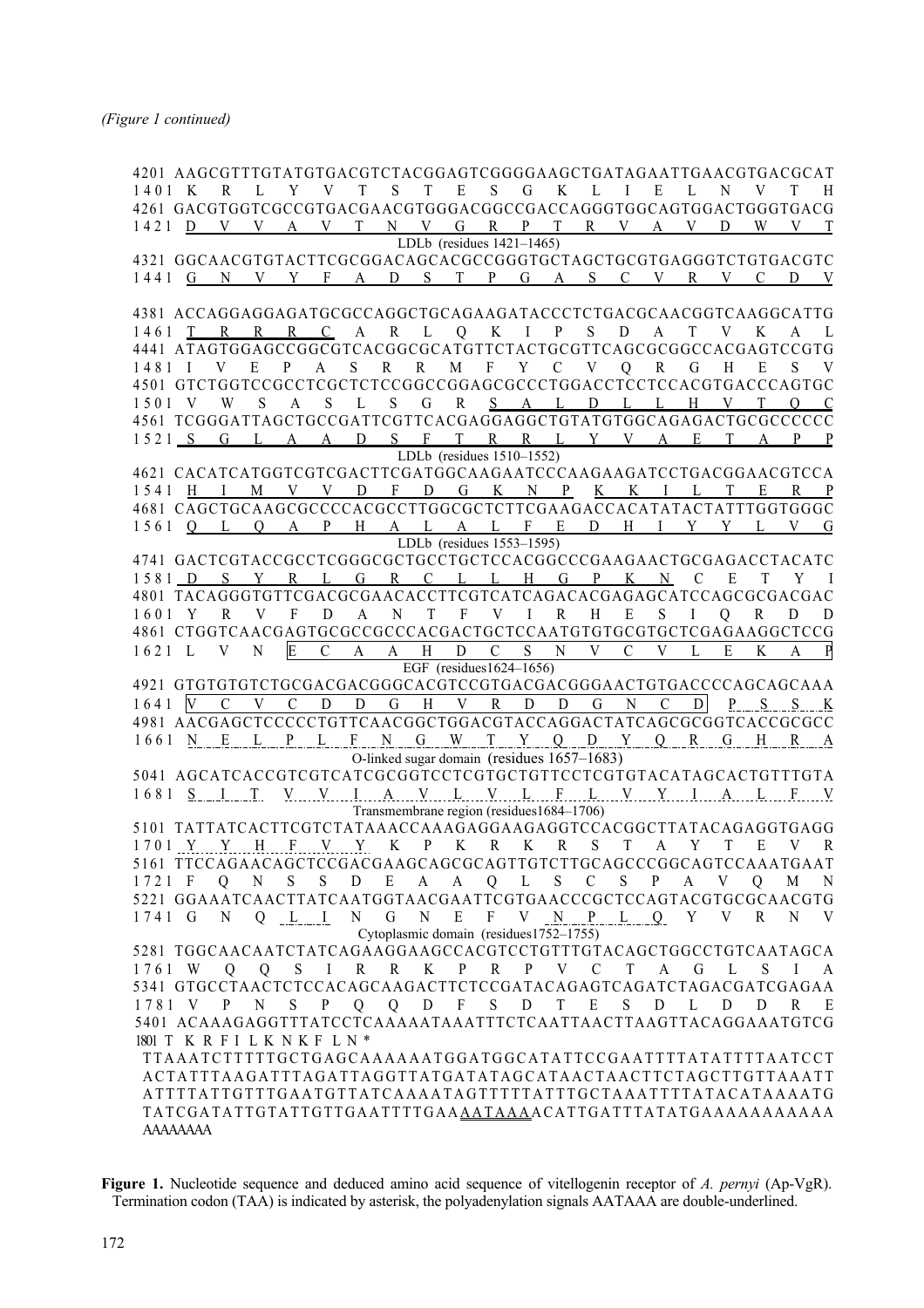*(Figure 1 continued)*

```
4201 AAGCGTTTGTATGTGACGTCTACGGAGTCGGGGAAGCTGATAGAATTGAACGTGACGCAT
1401  K   R   L   Y   V   T   S   T   E   S   G   K   L   I   E   L   N   V   T   H
4261 GACGTGGTCGCCGTGACGAACGTGGGACGGCCGACCAGGGTGGCAGTGGACTGGGTGACG
1421  D   V   V   A   V   T   N   V   G   R   P   T   R   V   A   V   D   W   V   T
                         LDLb (residues 1421–1465)
4321 GGCAACGTGTACTTCGCGGACAGCACGCCGGGTGCTAGCTGCGTGAGGGTCTGTGACGTC
1441  G   N   V   Y   F   A   D   S   T   P   G   A   S   C   V   R   V   C   D   V

4381 ACCAGGAGGAGATGCGCCAGGCTGCAGAAGATACCCTCTGACGCAACGGTCAAGGCATTG
1461  T   R   R   R   C   A   R   L   Q   K   I   P   S   D   A   T   V   K   A   L
4441 ATAGTGGAGCCGGCGTCACGGCGCATGTTCTACTGCGTTCAGCGCGGCCACGAGTCCGTG
1481  I   V   E   P   A   S   R   R   M   F   Y   C   V   Q   R   G   H   E   S   V
4501 GTCTGGTCCGCCTCGCTCTCCGGCCGGAGCGCCCTGGACCTCCTCCACGTGACCCAGTGC
1501  V   W   S   A   S   L   S   G   R   S   A   L   D   L   L   H   V   T   Q   C
4561 TCGGGATTAGCTGCCGATTCGTTCACGAGGAGGCTGTATGTGGCAGAGACTGCGCCCCCC
1521  S   G   L   A   A   D   S   F   T   R   R   L   Y   V   A   E   T   A   P   P
                         LDLb (residues 1510–1552)
4621 CACATCATGGTCGTCGACTTCGATGGCAAGAATCCCAAGAAGATCCTGACGGAACGTCCA
1541  H   I   M   V   V   D   F   D   G   K   N   P   K   K   I   L   T   E   R   P
4681 CAGCTGCAAGCGCCCCACGCCTTGGCGCTCTTCGAAGACCACATATACTATTTGGTGGGC
1561  Q   L   Q   A   P   H   A   L   A   L   F   E   D   H   I   Y   Y   L   V   G
                         LDLb (residues 1553–1595)
4741 GACTCGTACCGCCTCGGGCGCTGCCTGCTCCACGGCCCGAAGAACTGCGAGACCTACATC
1581  D   S   Y   R   L   G   R   C   L   L   H   G   P   K   N   C   E   T   Y   I
4801 TACAGGGTGTTCGACGCGAACACCTTCGTCATCAGACACGAGAGCATCCAGCGCGACGAC
1601  Y   R   V   F   D   A   N   T   F   V   I   R   H   E   S   I   Q   R   D   D
4861 CTGGTCAACGAGTGCGCCGCCCACGACTGCTCCAATGTGTGCGTGCTCGAGAAGGCTCCG
1621  L   V   N   E   C   A   A   H   D   C   S   N   V   C   V   L   E   K   A   P
                         EGF (residues1624–1656)
4921 GTGTGTGTCTGCGACGACGGGCACGTCCGTGACGACGGGAACTGTGACCCCAGCAGCAAA
1641  V   C   V   C   D   D   G   H   V   R   D   D   G   N   C   D   P   S   S   K
4981 AACGAGCTCCCCCTGTTCAACGGCTGGACGTACCAGGACTATCAGCGCGGTCACCGCGCC
1661  N   E   L   P   L   F   N   G   W   T   Y   Q   D   Y   Q   R   G   H   R   A
                         O-linked sugar domain (residues 1657–1683)
5041 AGCATCACCGTCGTCATCGCGGTCCTCGTGCTGTTCCTCGTGTACATAGCACTGTTTGTA
1681  S   I   T   V   V   I   A   V   L   V   L   F   L   V   Y   I   A   L   F   V
                         Transmembrane region (residues1684–1706)
5101 TATTATCACTTCGTCTATAAACCAAAGAGGAAGAGGTCCACGGCTTATACAGAGGTGAGG
1701  Y   Y   H   F   V   Y   K   P   K   R   K   R   S   T   A   Y   T   E   V   R
5161 TTCCAGAACAGCTCCGACGAAGCAGCGCAGTTGTCTTGCAGCCCGGCAGTCCAAATGAAT
1721  F   Q   N   S   S   D   E   A   A   Q   L   S   C   S   P   A   V   Q   M   N
5221 GGAAATCAACTTATCAATGGTAACGAATTCGTGAACCCGCTCCAGTACGTGCGCAACGTG
1741  G   N   Q   L   I   N   G   N   E   F   V   N   P   L   Q   Y   V   R   N   V
                         Cytoplasmic domain (residues1752–1755)
5281 TGGCAACAATCTATCAGAAGGAAGCCACGTCCTGTTTGTACAGCTGGCCTGTCAATAGCA
1761  W   Q   Q   S   I   R   R   K   P   R   P   V   C   T   A   G   L   S   I   A
5341 GTGCCTAACTCTCCACAGCAAGACTTCTCCGATACAGAGTCAGATCTAGACGATCGAGAA
1781  V   P   N   S   P   Q   Q   D   F   S   D   T   E   S   D   L   D   D   R   E
5401 ACAAAGAGGTTTATCCTCAAAAATAAATTTCTCAATTAACTTAAGTTACAGGAAATGTCG
1801  T   K   R   F   I   L   K   N   K   F   L   N   *
TTAAATCTTTTTGCTGAGCAAAAAAATGGATGGCATATTCCGAATTTTATATTTTAATCCT
ACTATTTAAGATTTAGATTAGGTTATGATATAGCATAACTAACTTCTAGCTTGTTAAATT
ATTTTATTGTTTGAATGTTATCAAAATAGTTTTTATTTGCTAAATTTTATACATAAAATG
TATCGATATTGTATTGTTGAATTTTGAAAATAAAACATTGATTTATATGAAAAAAAAAAA
AAAAAAAA
```

**Figure 1.** Nucleotide sequence and deduced amino acid sequence of vitellogenin receptor of *A. pernyi* (Ap-VgR). Termination codon (TAA) is indicated by asterisk, the polyadenylation signals AATAAA are double-underlined.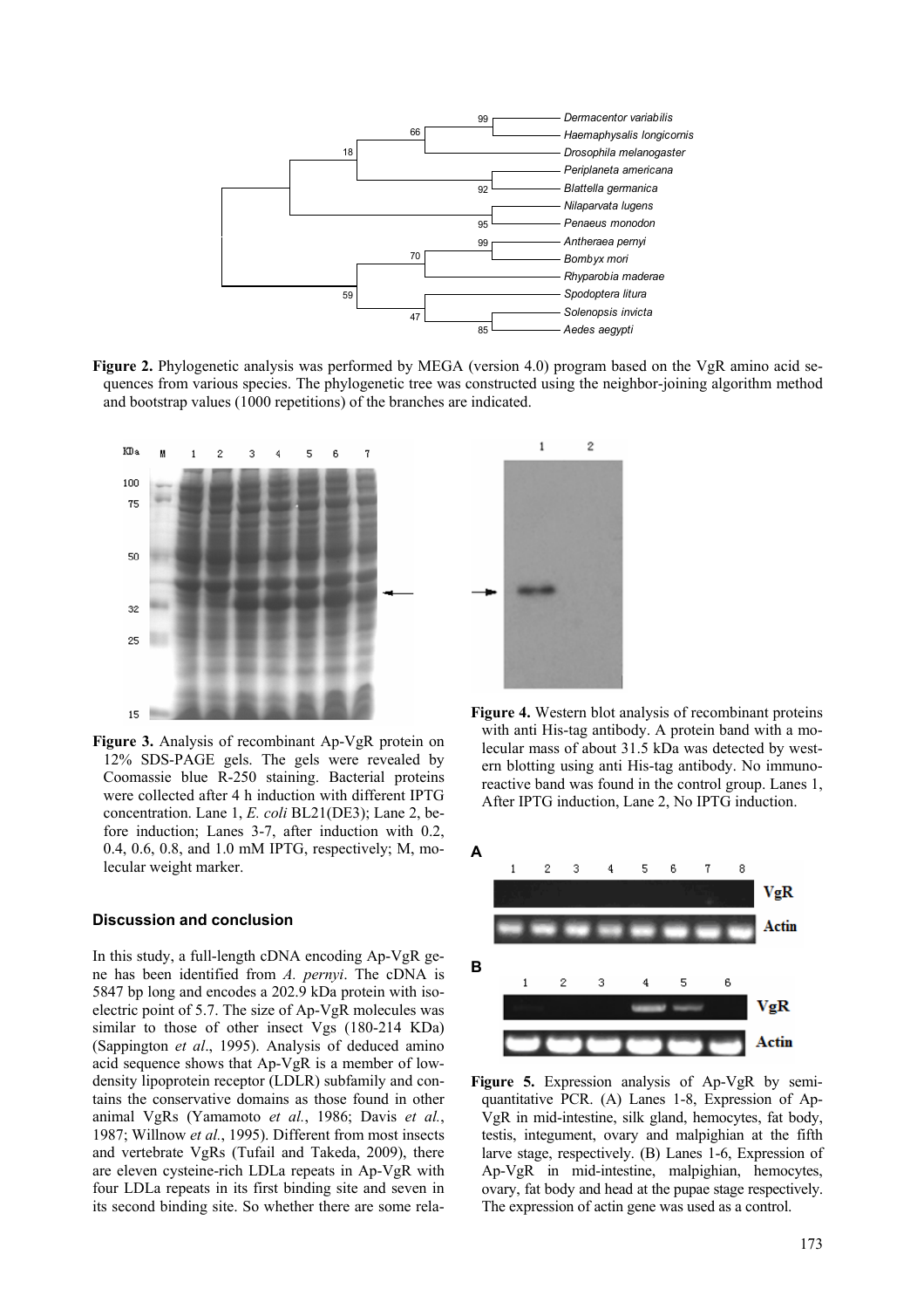99
66
18
92
95
99
70
59
47
85

*Dermacentor variabilis*
*Haemaphysalis longicornis*
*Drosophila melanogaster*
*Periplaneta americana*
*Blattella germanica*
*Nilaparvata lugens*
*Penaeus monodon*
*Antheraea pernyi*
*Bombyx mori*
*Rhyparobia maderae*
*Spodoptera litura*
*Solenopsis invicta*
*Aedes aegypti*

**Figure 2.** Phylogenetic analysis was performed by MEGA (version 4.0) program based on the VgR amino acid sequences from various species. The phylogenetic tree was constructed using the neighbor-joining algorithm method and bootstrap values (1000 repetitions) of the branches are indicated.

KDa M 1 2 3 4 5 6 7
100
75
50
32
25
15

**Figure 3.** Analysis of recombinant Ap-VgR protein on 12% SDS-PAGE gels. The gels were revealed by Coomassie blue R-250 staining. Bacterial proteins were collected after 4 h induction with different IPTG concentration. Lane 1, *E. coli* BL21(DE3); Lane 2, before induction; Lanes 3-7, after induction with 0.2, 0.4, 0.6, 0.8, and 1.0 mM IPTG, respectively; M, molecular weight marker.

1 2

**Figure 4.** Western blot analysis of recombinant proteins with anti His-tag antibody. A protein band with a molecular mass of about 31.5 kDa was detected by western blotting using anti His-tag antibody. No immunoreactive band was found in the control group. Lanes 1, After IPTG induction, Lane 2, No IPTG induction.

## Discussion and conclusion

In this study, a full-length cDNA encoding Ap-VgR gene has been identified from *A. pernyi*. The cDNA is 5847 bp long and encodes a 202.9 kDa protein with isoelectric point of 5.7. The size of Ap-VgR molecules was similar to those of other insect Vgs (180-214 KDa) (Sappington *et al*., 1995). Analysis of deduced amino acid sequence shows that Ap-VgR is a member of low-density lipoprotein receptor (LDLR) subfamily and contains the conservative domains as those found in other animal VgRs (Yamamoto *et al.*, 1986; Davis *et al.*, 1987; Willnow *et al.*, 1995). Different from most insects and vertebrate VgRs (Tufail and Takeda, 2009), there are eleven cysteine-rich LDLa repeats in Ap-VgR with four LDLa repeats in its first binding site and seven in its second binding site. So whether there are some rela-

**A**
1 2 3 4 5 6 7 8
VgR
Actin

**B**
1 2 3 4 5 6
VgR
Actin

**Figure 5.** Expression analysis of Ap-VgR by semi-quantitative PCR. (A) Lanes 1-8, Expression of Ap-VgR in mid-intestine, silk gland, hemocytes, fat body, testis, integument, ovary and malpighian at the fifth larve stage, respectively. (B) Lanes 1-6, Expression of Ap-VgR in mid-intestine, malpighian, hemocytes, ovary, fat body and head at the pupae stage respectively. The expression of actin gene was used as a control.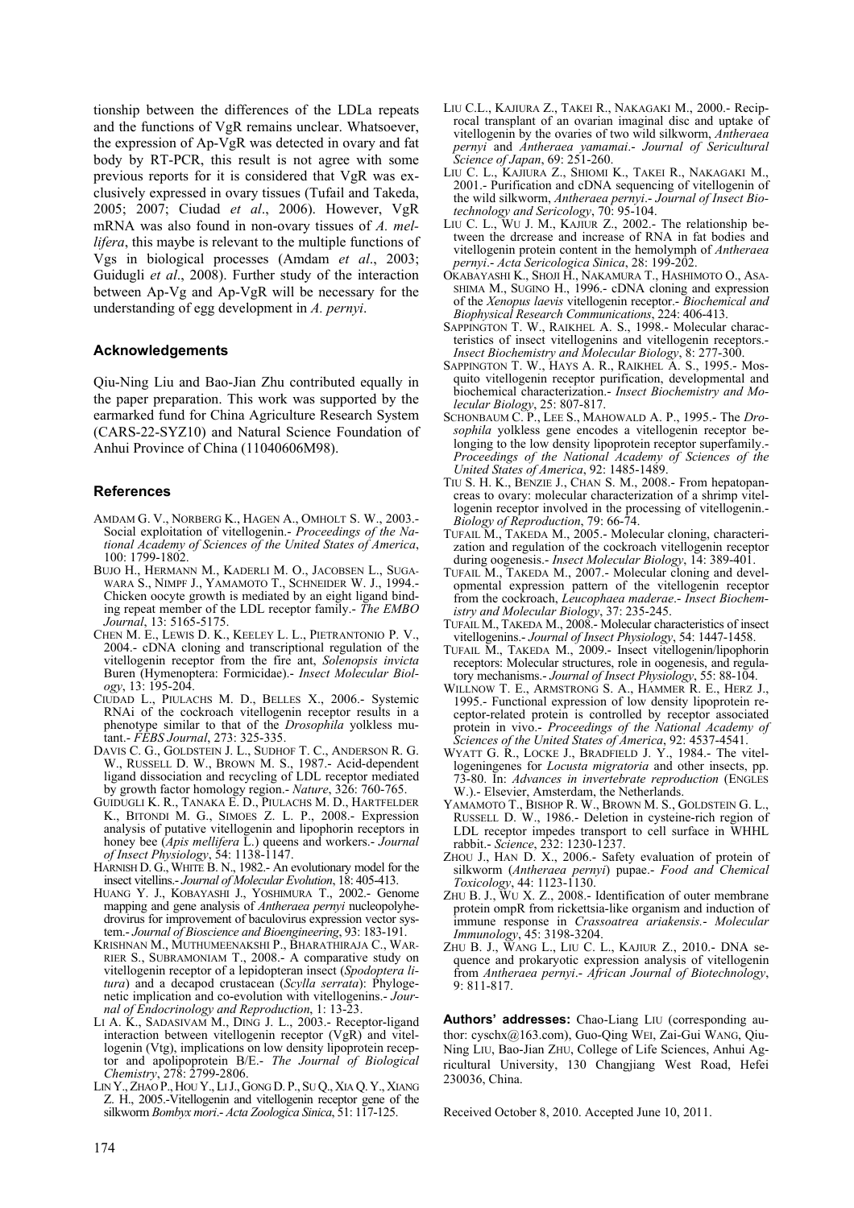tionship between the differences of the LDLa repeats and the functions of VgR remains unclear. Whatsoever, the expression of Ap-VgR was detected in ovary and fat body by RT-PCR, this result is not agree with some previous reports for it is considered that VgR was exclusively expressed in ovary tissues (Tufail and Takeda, 2005; 2007; Ciudad *et al*., 2006). However, VgR mRNA was also found in non-ovary tissues of *A. mellifera*, this maybe is relevant to the multiple functions of Vgs in biological processes (Amdam *et al*., 2003; Guidugli *et al*., 2008). Further study of the interaction between Ap-Vg and Ap-VgR will be necessary for the understanding of egg development in *A. pernyi*.

## Acknowledgements

Qiu-Ning Liu and Bao-Jian Zhu contributed equally in the paper preparation. This work was supported by the earmarked fund for China Agriculture Research System (CARS-22-SYZ10) and Natural Science Foundation of Anhui Province of China (11040606M98).

## References

AMDAM G. V., NORBERG K., HAGEN A., OMHOLT S. W., 2003.- Social exploitation of vitellogenin.- *Proceedings of the National Academy of Sciences of the United States of America*, 100: 1799-1802.

BUJO H., HERMANN M., KADERLI M. O., JACOBSEN L., SUGAWARA S., NIMPF J., YAMAMOTO T., SCHNEIDER W. J., 1994.- Chicken oocyte growth is mediated by an eight ligand binding repeat member of the LDL receptor family.- *The EMBO Journal*, 13: 5165-5175.

CHEN M. E., LEWIS D. K., KEELEY L. L., PIETRANTONIO P. V., 2004.- cDNA cloning and transcriptional regulation of the vitellogenin receptor from the fire ant, *Solenopsis invicta* Buren (Hymenoptera: Formicidae).- *Insect Molecular Biology*, 13: 195-204.

CIUDAD L., PIULACHS M. D., BELLES X., 2006.- Systemic RNAi of the cockroach vitellogenin receptor results in a phenotype similar to that of the *Drosophila* yolkless mutant.- *FEBS Journal*, 273: 325-335.

DAVIS C. G., GOLDSTEIN J. L., SUDHOF T. C., ANDERSON R. G. W., RUSSELL D. W., BROWN M. S., 1987.- Acid-dependent ligand dissociation and recycling of LDL receptor mediated by growth factor homology region.- *Nature*, 326: 760-765.

GUIDUGLI K. R., TANAKA E. D., PIULACHS M. D., HARTFELDER K., BITONDI M. G., SIMOES Z. L. P., 2008.- Expression analysis of putative vitellogenin and lipophorin receptors in honey bee (*Apis mellifera* L.) queens and workers.- *Journal of Insect Physiology*, 54: 1138-1147.

HARNISH D. G., WHITE B. N., 1982.- An evolutionary model for the insect vitellins.- *Journal of Molecular Evolution*, 18: 405-413.

HUANG Y. J., KOBAYASHI J., YOSHIMURA T., 2002.- Genome mapping and gene analysis of *Antheraea pernyi* nucleopolyhedrovirus for improvement of baculovirus expression vector system.- *Journal of Bioscience and Bioengineering*, 93: 183-191.

KRISHNAN M., MUTHUMEENAKSHI P., BHARATHIRAJA C., WARRIER S., SUBRAMONIAM T., 2008.- A comparative study on vitellogenin receptor of a lepidopteran insect (*Spodoptera litura*) and a decapod crustacean (*Scylla serrata*): Phylogenetic implication and co-evolution with vitellogenins.- *Journal of Endocrinology and Reproduction*, 1: 13-23.

LI A. K., SADASIVAM M., DING J. L., 2003.- Receptor-ligand interaction between vitellogenin receptor (VgR) and vitellogenin (Vtg), implications on low density lipoprotein receptor and apolipoprotein B/E.- *The Journal of Biological Chemistry*, 278: 2799-2806.

LIN Y., ZHAO P., HOU Y., LI J., GONG D. P., SU Q., XIA Q. Y., XIANG Z. H., 2005.-Vitellogenin and vitellogenin receptor gene of the silkworm *Bombyx mori*.- *Acta Zoologica Sinica*, 51: 117-125.

LIU C.L., KAJIURA Z., TAKEI R., NAKAGAKI M., 2000.- Reciprocal transplant of an ovarian imaginal disc and uptake of vitellogenin by the ovaries of two wild silkworm, *Antheraea pernyi* and *Antheraea yamamai*.- *Journal of Sericultural Science of Japan*, 69: 251-260.

LIU C. L., KAJIURA Z., SHIOMI K., TAKEI R., NAKAGAKI M., 2001.- Purification and cDNA sequencing of vitellogenin of the wild silkworm, *Antheraea pernyi*.- *Journal of Insect Biotechnology and Sericology*, 70: 95-104.

LIU C. L., WU J. M., KAJIUR Z., 2002.- The relationship between the drcrease and increase of RNA in fat bodies and vitellogenin protein content in the hemolymph of *Antheraea pernyi*.- *Acta Sericologica Sinica*, 28: 199-202.

OKABAYASHI K., SHOJI H., NAKAMURA T., HASHIMOTO O., ASASHIMA M., SUGINO H., 1996.- cDNA cloning and expression of the *Xenopus laevis* vitellogenin receptor.- *Biochemical and Biophysical Research Communications*, 224: 406-413.

SAPPINGTON T. W., RAIKHEL A. S., 1998.- Molecular characteristics of insect vitellogenins and vitellogenin receptors.- *Insect Biochemistry and Molecular Biology*, 8: 277-300.

SAPPINGTON T. W., HAYS A. R., RAIKHEL A. S., 1995.- Mosquito vitellogenin receptor purification, developmental and biochemical characterization.- *Insect Biochemistry and Molecular Biology*, 25: 807-817.

SCHONBAUM C. P., LEE S., MAHOWALD A. P., 1995.- The *Drosophila* yolkless gene encodes a vitellogenin receptor belonging to the low density lipoprotein receptor superfamily.- *Proceedings of the National Academy of Sciences of the United States of America*, 92: 1485-1489.

TIU S. H. K., BENZIE J., CHAN S. M., 2008.- From hepatopancreas to ovary: molecular characterization of a shrimp vitellogenin receptor involved in the processing of vitellogenin.- *Biology of Reproduction*, 79: 66-74.

TUFAIL M., TAKEDA M., 2005.- Molecular cloning, characterization and regulation of the cockroach vitellogenin receptor during oogenesis.- *Insect Molecular Biology*, 14: 389-401.

TUFAIL M., TAKEDA M., 2007.- Molecular cloning and developmental expression pattern of the vitellogenin receptor from the cockroach, *Leucophaea maderae*.- *Insect Biochemistry and Molecular Biology*, 37: 235-245.

TUFAIL M., TAKEDA M., 2008.- Molecular characteristics of insect vitellogenins.- *Journal of Insect Physiology*, 54: 1447-1458.

TUFAIL M., TAKEDA M., 2009.- Insect vitellogenin/lipophorin receptors: Molecular structures, role in oogenesis, and regulatory mechanisms.- *Journal of Insect Physiology*, 55: 88-104.

WILLNOW T. E., ARMSTRONG S. A., HAMMER R. E., HERZ J., 1995.- Functional expression of low density lipoprotein receptor-related protein is controlled by receptor associated protein in vivo.- *Proceedings of the National Academy of Sciences of the United States of America*, 92: 4537-4541.

WYATT G. R., LOCKE J., BRADFIELD J. Y., 1984.- The vitellogeningenes for *Locusta migratoria* and other insects, pp. 73-80. In: *Advances in invertebrate reproduction* (ENGLES W.).- Elsevier, Amsterdam, the Netherlands.

YAMAMOTO T., BISHOP R. W., BROWN M. S., GOLDSTEIN G. L., RUSSELL D. W., 1986.- Deletion in cysteine-rich region of LDL receptor impedes transport to cell surface in WHHL rabbit.- *Science*, 232: 1230-1237.

ZHOU J., HAN D. X., 2006.- Safety evaluation of protein of silkworm (*Antheraea pernyi*) pupae.- *Food and Chemical Toxicology*, 44: 1123-1130.

ZHU B. J., WU X. Z., 2008.- Identification of outer membrane protein ompR from rickettsia-like organism and induction of immune response in *Crassoatrea ariakensis*.- *Molecular Immunology*, 45: 3198-3204.

ZHU B. J., WANG L., LIU C. L., KAJIUR Z., 2010.- DNA sequence and prokaryotic expression analysis of vitellogenin from *Antheraea pernyi*.- *African Journal of Biotechnology*, 9: 811-817.

**Authors' addresses:** Chao-Liang LIU (corresponding author: cyschx@163.com), Guo-Qing WEI, Zai-Gui WANG, Qiu-Ning LIU, Bao-Jian ZHU, College of Life Sciences, Anhui Agricultural University, 130 Changjiang West Road, Hefei 230036, China.

Received October 8, 2010. Accepted June 10, 2011.